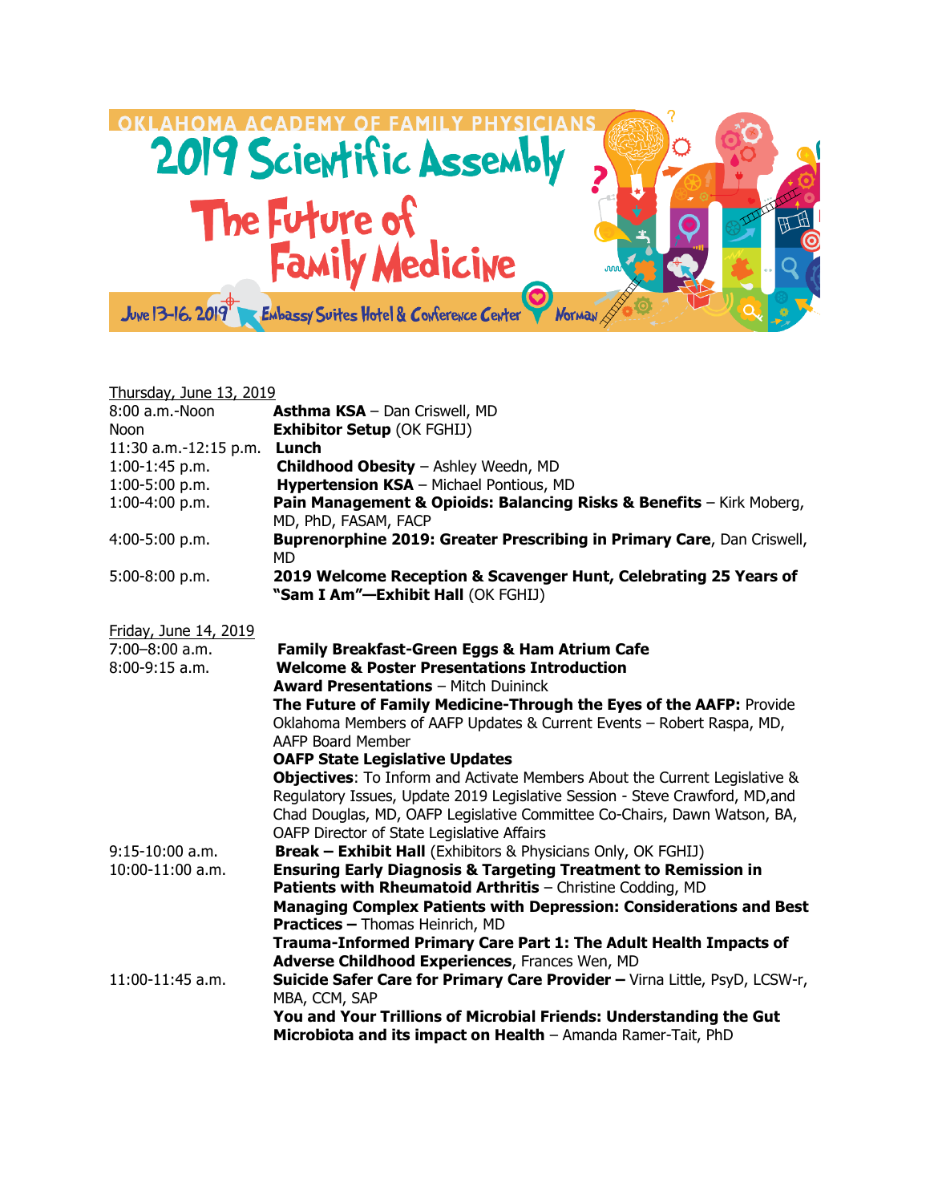# OKLAHOMA ACADEMY OF FAMILY PHYSICIANS

# 2019 Scientific Assembly

## The Future of Family Medicine

June 13-16, 2019 Embassy Suites Hotel & Conference Center Norman

Thursday, June 13, 2019

| | |
|---|---|
| 8:00 a.m.-Noon | **Asthma KSA** – Dan Criswell, MD |
| Noon | **Exhibitor Setup** (OK FGHIJ) |
| 11:30 a.m.-12:15 p.m. | **Lunch** |
| 1:00-1:45 p.m. | **Childhood Obesity** – Ashley Weedn, MD |
| 1:00-5:00 p.m. | **Hypertension KSA** – Michael Pontious, MD |
| 1:00-4:00 p.m. | **Pain Management & Opioids: Balancing Risks & Benefits** – Kirk Moberg, MD, PhD, FASAM, FACP |
| 4:00-5:00 p.m. | **Buprenorphine 2019: Greater Prescribing in Primary Care**, Dan Criswell, MD |
| 5:00-8:00 p.m. | **2019 Welcome Reception & Scavenger Hunt, Celebrating 25 Years of "Sam I Am"—Exhibit Hall** (OK FGHIJ) |

Friday, June 14, 2019

| | |
|---|---|
| 7:00–8:00 a.m. | **Family Breakfast-Green Eggs & Ham Atrium Cafe** |
| 8:00-9:15 a.m. | **Welcome & Poster Presentations Introduction** |
| | **Award Presentations** – Mitch Duininck |
| | **The Future of Family Medicine-Through the Eyes of the AAFP:** Provide Oklahoma Members of AAFP Updates & Current Events – Robert Raspa, MD, AAFP Board Member |
| | **OAFP State Legislative Updates** |
| | **Objectives**: To Inform and Activate Members About the Current Legislative & Regulatory Issues, Update 2019 Legislative Session - Steve Crawford, MD,and Chad Douglas, MD, OAFP Legislative Committee Co-Chairs, Dawn Watson, BA, OAFP Director of State Legislative Affairs |
| 9:15-10:00 a.m. | **Break – Exhibit Hall** (Exhibitors & Physicians Only, OK FGHIJ) |
| 10:00-11:00 a.m. | **Ensuring Early Diagnosis & Targeting Treatment to Remission in Patients with Rheumatoid Arthritis** – Christine Codding, MD |
| | **Managing Complex Patients with Depression: Considerations and Best Practices –** Thomas Heinrich, MD |
| | **Trauma-Informed Primary Care Part 1: The Adult Health Impacts of Adverse Childhood Experiences**, Frances Wen, MD |
| 11:00-11:45 a.m. | **Suicide Safer Care for Primary Care Provider –** Virna Little, PsyD, LCSW-r, MBA, CCM, SAP |
| | **You and Your Trillions of Microbial Friends: Understanding the Gut Microbiota and its impact on Health** – Amanda Ramer-Tait, PhD |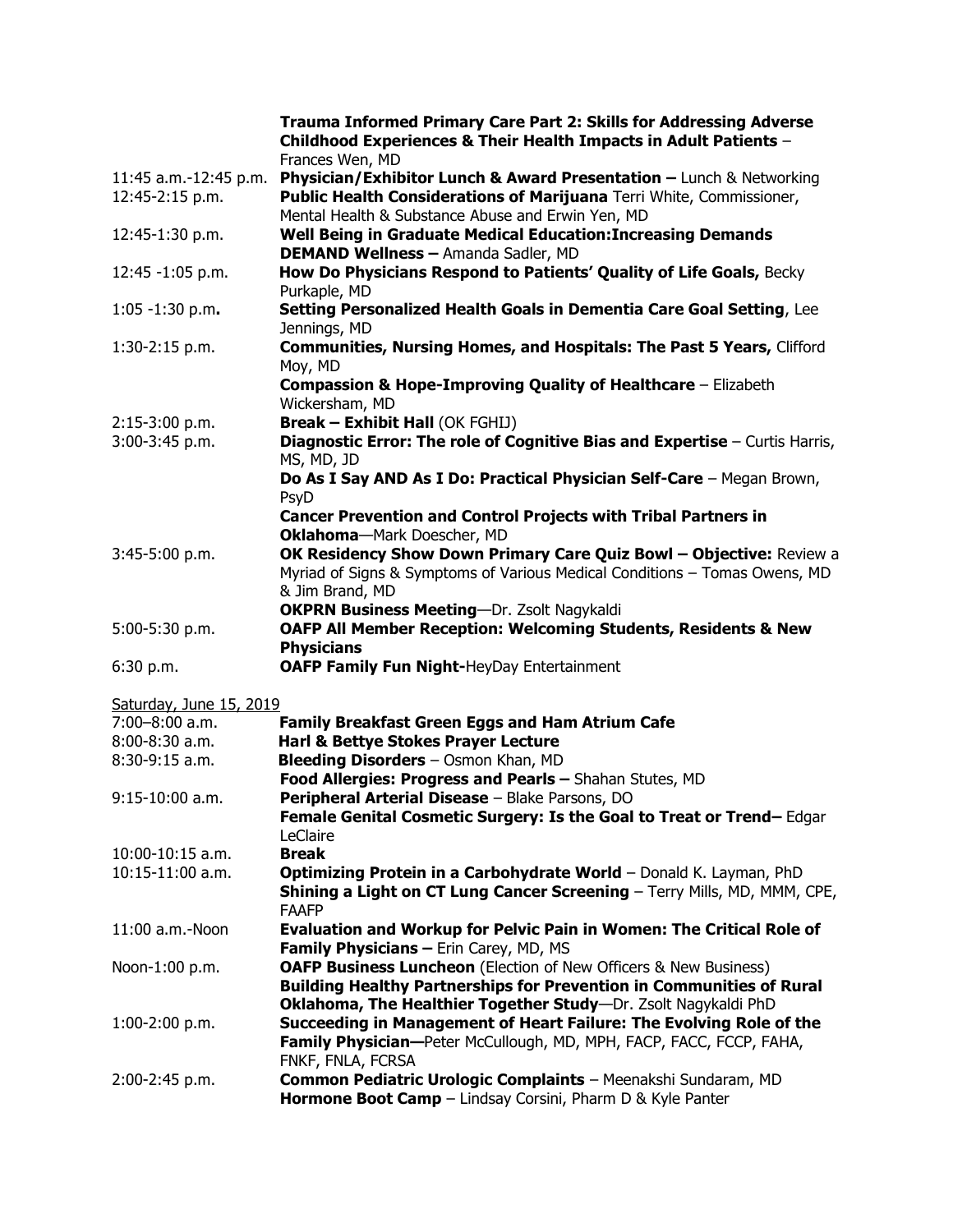| | |
|---|---|
| | **Trauma Informed Primary Care Part 2: Skills for Addressing Adverse Childhood Experiences & Their Health Impacts in Adult Patients** – Frances Wen, MD |
| 11:45 a.m.-12:45 p.m. | **Physician/Exhibitor Lunch & Award Presentation –** Lunch & Networking |
| 12:45-2:15 p.m. | **Public Health Considerations of Marijuana** Terri White, Commissioner, Mental Health & Substance Abuse and Erwin Yen, MD |
| 12:45-1:30 p.m. | **Well Being in Graduate Medical Education:Increasing Demands DEMAND Wellness –** Amanda Sadler, MD |
| 12:45 -1:05 p.m. | **How Do Physicians Respond to Patients' Quality of Life Goals,** Becky Purkaple, MD |
| 1:05 -1:30 p.m**.** | **Setting Personalized Health Goals in Dementia Care Goal Setting**, Lee Jennings, MD |
| 1:30-2:15 p.m. | **Communities, Nursing Homes, and Hospitals: The Past 5 Years,** Clifford Moy, MD |
| | **Compassion & Hope-Improving Quality of Healthcare** – Elizabeth Wickersham, MD |
| 2:15-3:00 p.m. | **Break – Exhibit Hall** (OK FGHIJ) |
| 3:00-3:45 p.m. | **Diagnostic Error: The role of Cognitive Bias and Expertise** – Curtis Harris, MS, MD, JD |
| | **Do As I Say AND As I Do: Practical Physician Self-Care** – Megan Brown, PsyD |
| | **Cancer Prevention and Control Projects with Tribal Partners in Oklahoma**—Mark Doescher, MD |
| 3:45-5:00 p.m. | **OK Residency Show Down Primary Care Quiz Bowl – Objective:** Review a Myriad of Signs & Symptoms of Various Medical Conditions – Tomas Owens, MD & Jim Brand, MD |
| | **OKPRN Business Meeting**—Dr. Zsolt Nagykaldi |
| 5:00-5:30 p.m. | **OAFP All Member Reception: Welcoming Students, Residents & New Physicians** |
| 6:30 p.m. | **OAFP Family Fun Night-**HeyDay Entertainment |

Saturday, June 15, 2019

| | |
|---|---|
| 7:00–8:00 a.m. | **Family Breakfast Green Eggs and Ham Atrium Cafe** |
| 8:00-8:30 a.m. | **Harl & Bettye Stokes Prayer Lecture** |
| 8:30-9:15 a.m. | **Bleeding Disorders** – Osmon Khan, MD |
| | **Food Allergies: Progress and Pearls –** Shahan Stutes, MD |
| 9:15-10:00 a.m. | **Peripheral Arterial Disease** – Blake Parsons, DO |
| | **Female Genital Cosmetic Surgery: Is the Goal to Treat or Trend–** Edgar LeClaire |
| 10:00-10:15 a.m. | **Break** |
| 10:15-11:00 a.m. | **Optimizing Protein in a Carbohydrate World** – Donald K. Layman, PhD |
| | **Shining a Light on CT Lung Cancer Screening** – Terry Mills, MD, MMM, CPE, FAAFP |
| 11:00 a.m.-Noon | **Evaluation and Workup for Pelvic Pain in Women: The Critical Role of Family Physicians –** Erin Carey, MD, MS |
| Noon-1:00 p.m. | **OAFP Business Luncheon** (Election of New Officers & New Business) |
| | **Building Healthy Partnerships for Prevention in Communities of Rural Oklahoma, The Healthier Together Study**—Dr. Zsolt Nagykaldi PhD |
| 1:00-2:00 p.m. | **Succeeding in Management of Heart Failure: The Evolving Role of the Family Physician—**Peter McCullough, MD, MPH, FACP, FACC, FCCP, FAHA, FNKF, FNLA, FCRSA |
| 2:00-2:45 p.m. | **Common Pediatric Urologic Complaints** – Meenakshi Sundaram, MD |
| | **Hormone Boot Camp** – Lindsay Corsini, Pharm D & Kyle Panter |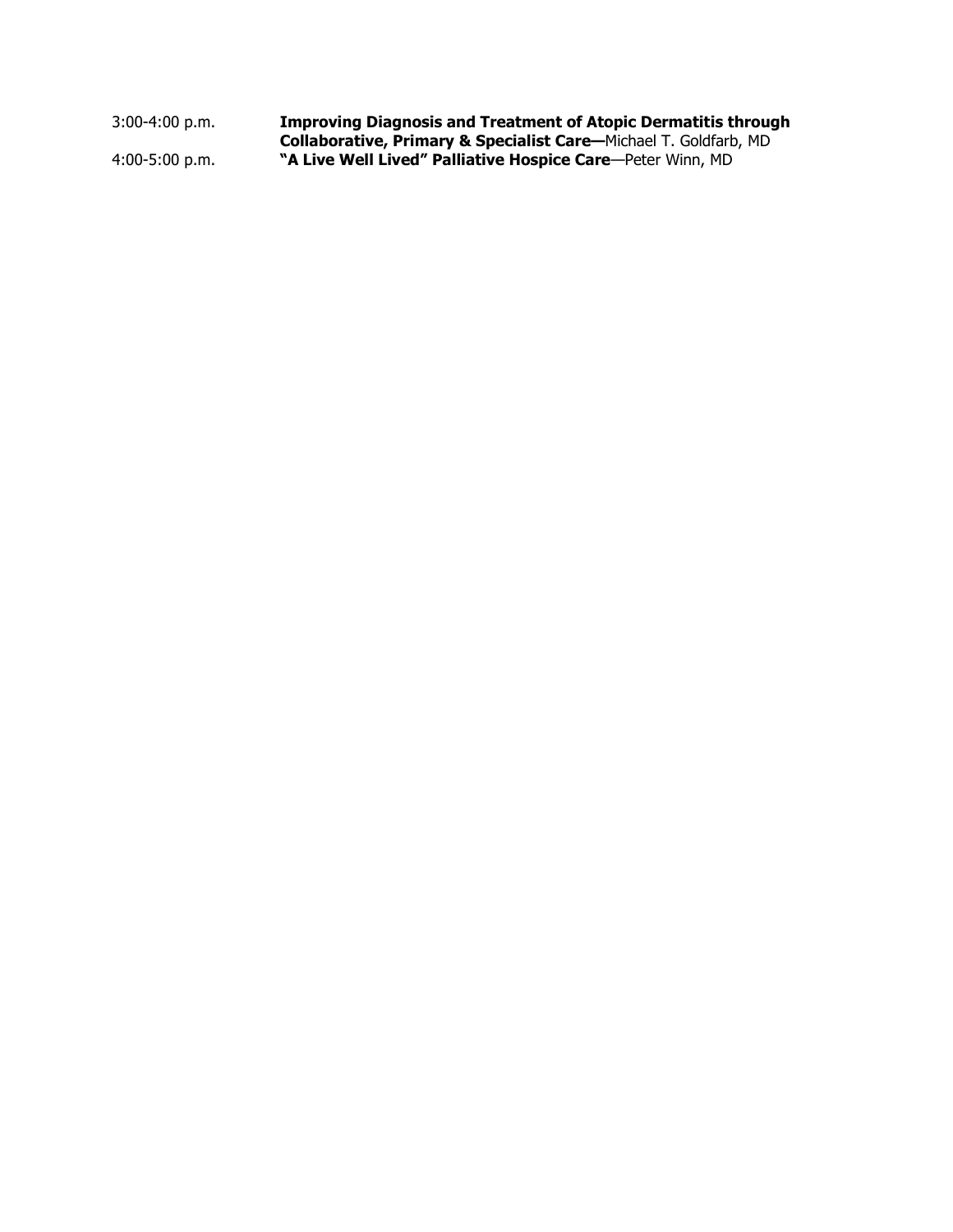3:00-4:00 p.m. **Improving Diagnosis and Treatment of Atopic Dermatitis through Collaborative, Primary & Specialist Care—**Michael T. Goldfarb, MD

4:00-5:00 p.m. **"A Live Well Lived" Palliative Hospice Care**—Peter Winn, MD